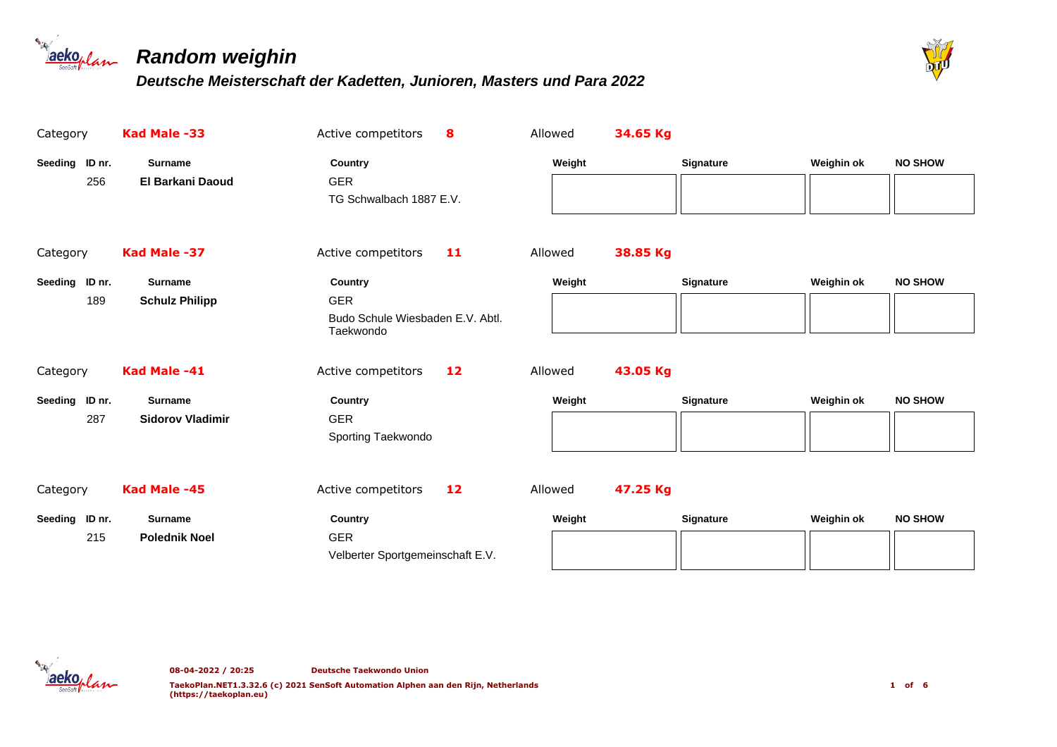# Random weighin

## Deutsche Meisterschaft der Kadetten, Junioren, Masters und Para 2022

Category **Kad Male -33** | Active competitors **8** | Allowed **34.65 Kg**

| Seeding | ID nr. | Surname | Country | Weight | Signature | Weighin ok | NO SHOW |
|---|---|---|---|---|---|---|---|
| | 256 | **El Barkani Daoud** | GER<br>TG Schwalbach 1887 E.V. | | | | |

Category **Kad Male -37** | Active competitors **11** | Allowed **38.85 Kg**

| Seeding | ID nr. | Surname | Country | Weight | Signature | Weighin ok | NO SHOW |
|---|---|---|---|---|---|---|---|
| | 189 | **Schulz Philipp** | GER<br>Budo Schule Wiesbaden E.V. Abtl. Taekwondo | | | | |

Category **Kad Male -41** | Active competitors **12** | Allowed **43.05 Kg**

| Seeding | ID nr. | Surname | Country | Weight | Signature | Weighin ok | NO SHOW |
|---|---|---|---|---|---|---|---|
| | 287 | **Sidorov Vladimir** | GER<br>Sporting Taekwondo | | | | |

Category **Kad Male -45** | Active competitors **12** | Allowed **47.25 Kg**

| Seeding | ID nr. | Surname | Country | Weight | Signature | Weighin ok | NO SHOW |
|---|---|---|---|---|---|---|---|
| | 215 | **Polednik Noel** | GER<br>Velberter Sportgemeinschaft E.V. | | | | |

08-04-2022 / 20:25 Deutsche Taekwondo Union

TaekoPlan.NET1.3.32.6 (c) 2021 SenSoft Automation Alphen aan den Rijn, Netherlands (https://taekoplan.eu)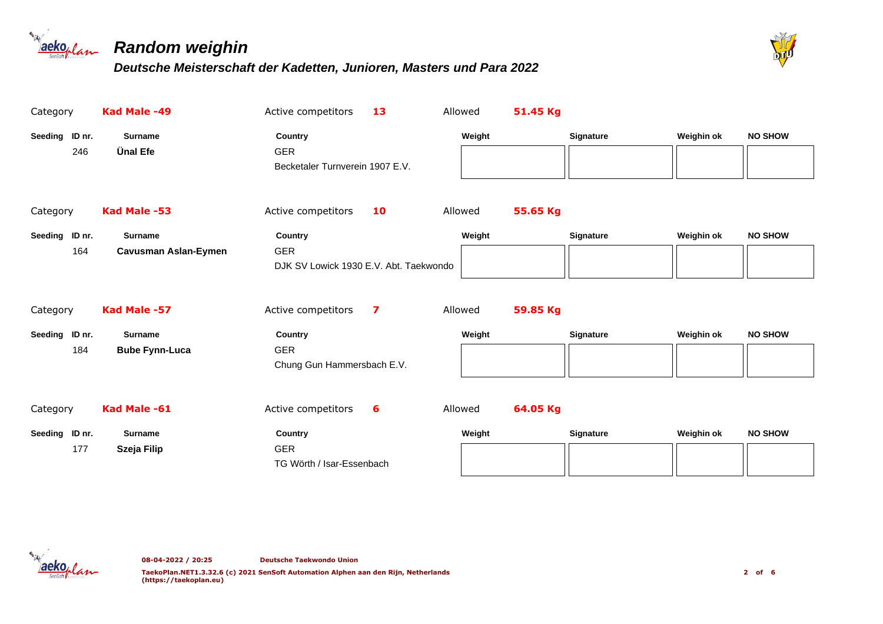# Random weighin

## Deutsche Meisterschaft der Kadetten, Junioren, Masters und Para 2022

Category **Kad Male -49** Active competitors **13** Allowed **51.45 Kg**

| Seeding | ID nr. | Surname | Country | Weight | Signature | Weighin ok | NO SHOW |
|---|---|---|---|---|---|---|---|
| | 246 | **Ünal Efe** | GER<br>Becketaler Turnverein 1907 E.V. | | | | |

Category **Kad Male -53** Active competitors **10** Allowed **55.65 Kg**

| Seeding | ID nr. | Surname | Country | Weight | Signature | Weighin ok | NO SHOW |
|---|---|---|---|---|---|---|---|
| | 164 | **Cavusman Aslan-Eymen** | GER<br>DJK SV Lowick 1930 E.V. Abt. Taekwondo | | | | |

Category **Kad Male -57** Active competitors **7** Allowed **59.85 Kg**

| Seeding | ID nr. | Surname | Country | Weight | Signature | Weighin ok | NO SHOW |
|---|---|---|---|---|---|---|---|
| | 184 | **Bube Fynn-Luca** | GER<br>Chung Gun Hammersbach E.V. | | | | |

Category **Kad Male -61** Active competitors **6** Allowed **64.05 Kg**

| Seeding | ID nr. | Surname | Country | Weight | Signature | Weighin ok | NO SHOW |
|---|---|---|---|---|---|---|---|
| | 177 | **Szeja Filip** | GER<br>TG Wörth / Isar-Essenbach | | | | |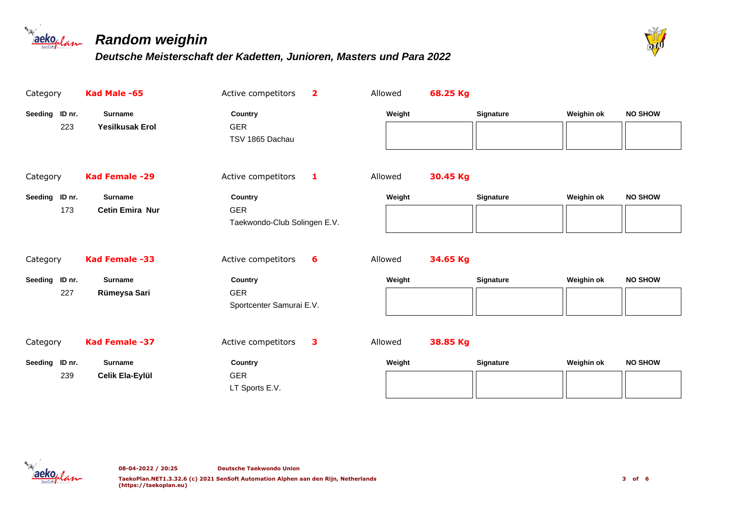# Random weighin

## Deutsche Meisterschaft der Kadetten, Junioren, Masters und Para 2022

Category **Kad Male -65** Active competitors **2** Allowed **68.25 Kg**

| Seeding | ID nr. | Surname | Country | Weight | Signature | Weighin ok | NO SHOW |
|---|---|---|---|---|---|---|---|
| | 223 | **Yesilkusak Erol** | GER<br>TSV 1865 Dachau | | | | |

Category **Kad Female -29** Active competitors **1** Allowed **30.45 Kg**

| Seeding | ID nr. | Surname | Country | Weight | Signature | Weighin ok | NO SHOW |
|---|---|---|---|---|---|---|---|
| | 173 | **Cetin Emira Nur** | GER<br>Taekwondo-Club Solingen E.V. | | | | |

Category **Kad Female -33** Active competitors **6** Allowed **34.65 Kg**

| Seeding | ID nr. | Surname | Country | Weight | Signature | Weighin ok | NO SHOW |
|---|---|---|---|---|---|---|---|
| | 227 | **Rümeysa Sari** | GER<br>Sportcenter Samurai E.V. | | | | |

Category **Kad Female -37** Active competitors **3** Allowed **38.85 Kg**

| Seeding | ID nr. | Surname | Country | Weight | Signature | Weighin ok | NO SHOW |
|---|---|---|---|---|---|---|---|
| | 239 | **Celik Ela-Eylül** | GER<br>LT Sports E.V. | | | | |

08-04-2022 / 20:25 Deutsche Taekwondo Union

TaekoPlan.NET1.3.32.6 (c) 2021 SenSoft Automation Alphen aan den Rijn, Netherlands (https://taekoplan.eu)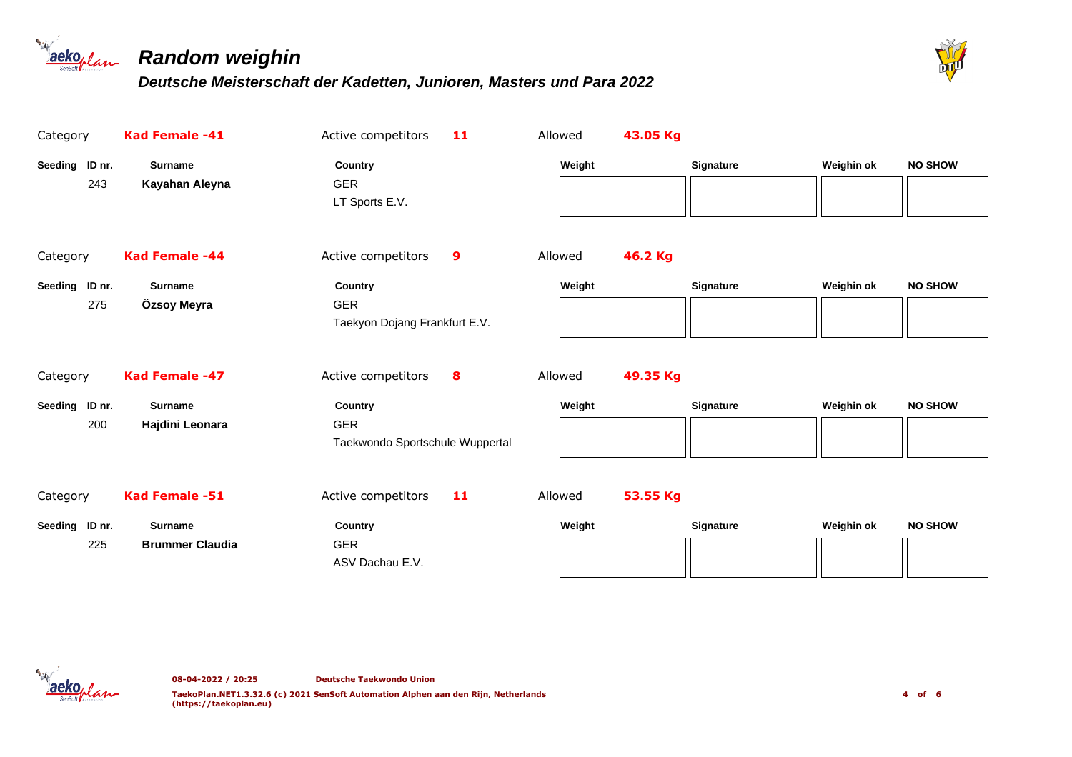# Random weighin

## Deutsche Meisterschaft der Kadetten, Junioren, Masters und Para 2022

Category **Kad Female -41** Active competitors **11** Allowed **43.05 Kg**

| Seeding | ID nr. | Surname | Country | Weight | Signature | Weighin ok | NO SHOW |
|---|---|---|---|---|---|---|---|
| | 243 | **Kayahan Aleyna** | GER<br>LT Sports E.V. | | | | |

Category **Kad Female -44** Active competitors **9** Allowed **46.2 Kg**

| Seeding | ID nr. | Surname | Country | Weight | Signature | Weighin ok | NO SHOW |
|---|---|---|---|---|---|---|---|
| | 275 | **Özsoy Meyra** | GER<br>Taekyon Dojang Frankfurt E.V. | | | | |

Category **Kad Female -47** Active competitors **8** Allowed **49.35 Kg**

| Seeding | ID nr. | Surname | Country | Weight | Signature | Weighin ok | NO SHOW |
|---|---|---|---|---|---|---|---|
| | 200 | **Hajdini Leonara** | GER<br>Taekwondo Sportschule Wuppertal | | | | |

Category **Kad Female -51** Active competitors **11** Allowed **53.55 Kg**

| Seeding | ID nr. | Surname | Country | Weight | Signature | Weighin ok | NO SHOW |
|---|---|---|---|---|---|---|---|
| | 225 | **Brummer Claudia** | GER<br>ASV Dachau E.V. | | | | |

08-04-2022 / 20:25 Deutsche Taekwondo Union

TaekoPlan.NET1.3.32.6 (c) 2021 SenSoft Automation Alphen aan den Rijn, Netherlands (https://taekoplan.eu)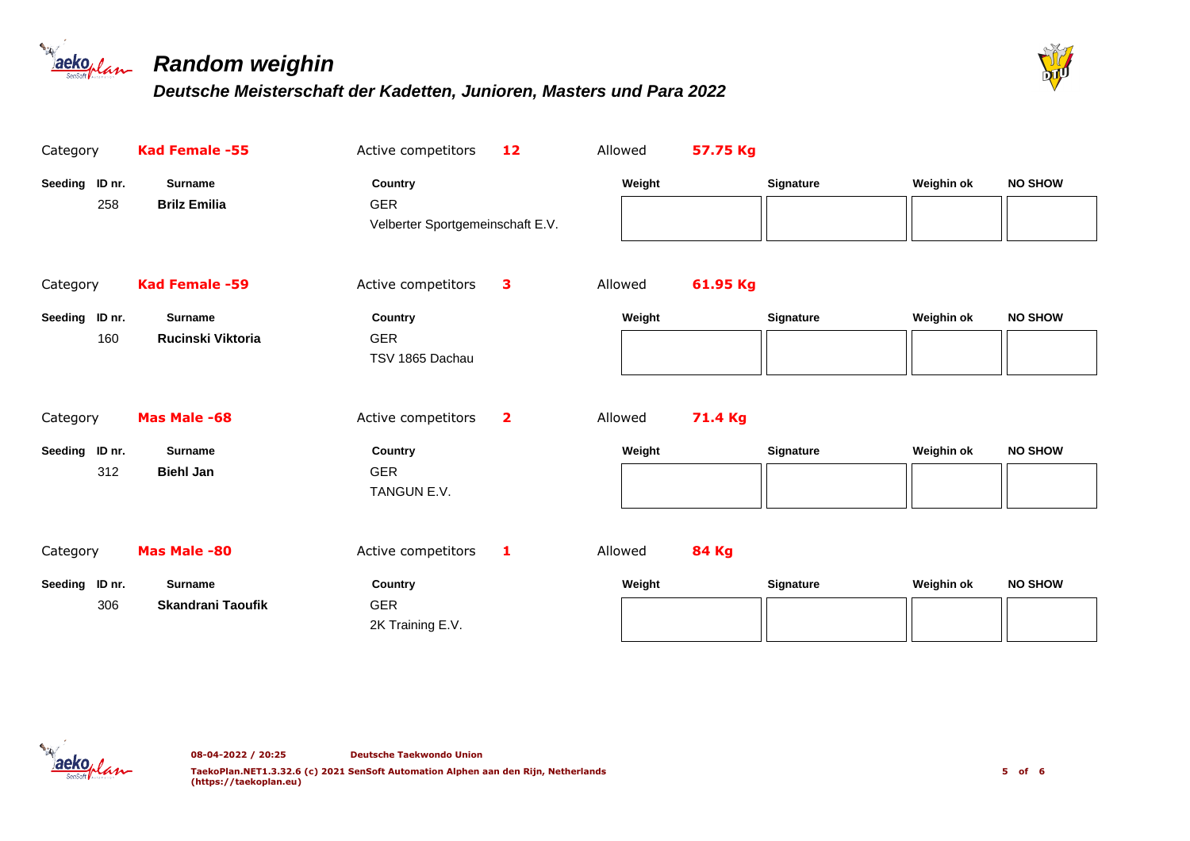# Random weighin

## Deutsche Meisterschaft der Kadetten, Junioren, Masters und Para 2022

Category **Kad Female -55** | Active competitors **12** | Allowed **57.75 Kg**

| Seeding | ID nr. | Surname | Country | Weight | Signature | Weighin ok | NO SHOW |
|---|---|---|---|---|---|---|---|
| | 258 | **Brilz Emilia** | GER<br>Velberter Sportgemeinschaft E.V. | | | | |

Category **Kad Female -59** | Active competitors **3** | Allowed **61.95 Kg**

| Seeding | ID nr. | Surname | Country | Weight | Signature | Weighin ok | NO SHOW |
|---|---|---|---|---|---|---|---|
| | 160 | **Rucinski Viktoria** | GER<br>TSV 1865 Dachau | | | | |

Category **Mas Male -68** | Active competitors **2** | Allowed **71.4 Kg**

| Seeding | ID nr. | Surname | Country | Weight | Signature | Weighin ok | NO SHOW |
|---|---|---|---|---|---|---|---|
| | 312 | **Biehl Jan** | GER<br>TANGUN E.V. | | | | |

Category **Mas Male -80** | Active competitors **1** | Allowed **84 Kg**

| Seeding | ID nr. | Surname | Country | Weight | Signature | Weighin ok | NO SHOW |
|---|---|---|---|---|---|---|---|
| | 306 | **Skandrani Taoufik** | GER<br>2K Training E.V. | | | | |

08-04-2022 / 20:25 Deutsche Taekwondo Union

TaekoPlan.NET1.3.32.6 (c) 2021 SenSoft Automation Alphen aan den Rijn, Netherlands (https://taekoplan.eu)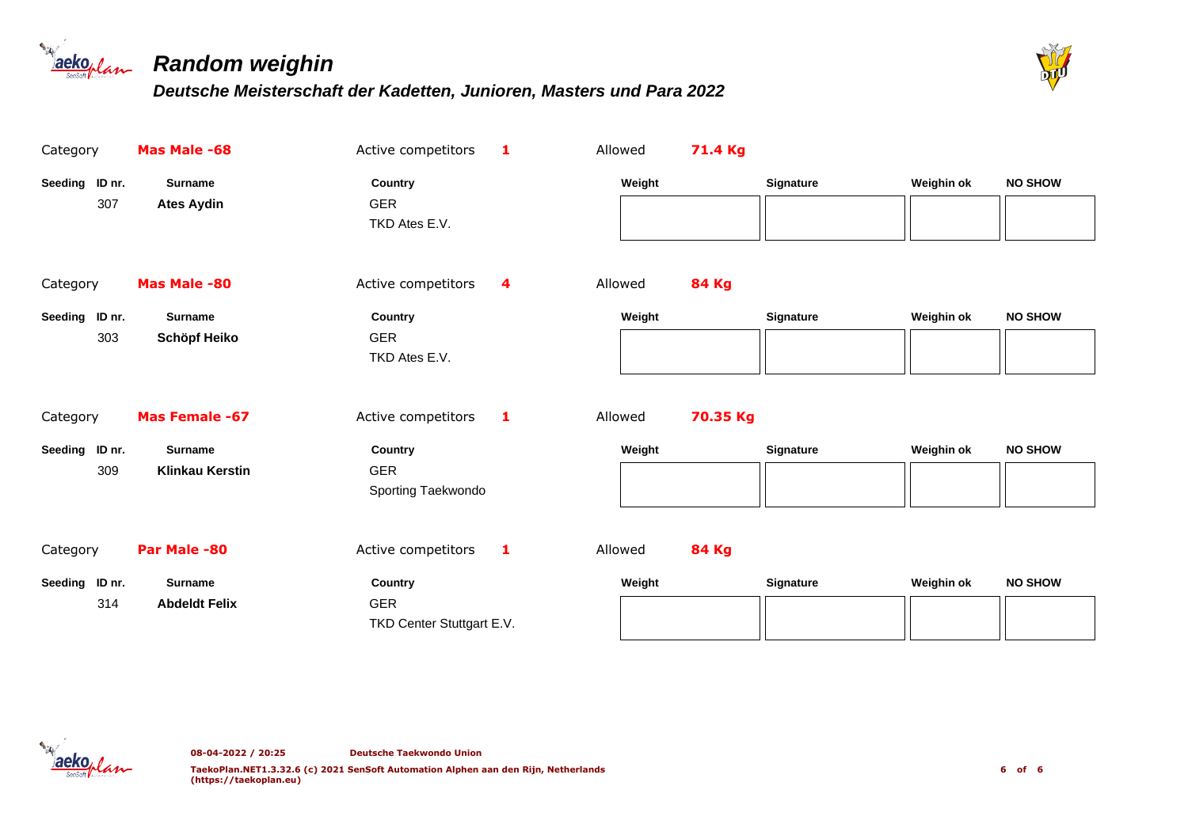# Random weighin

## Deutsche Meisterschaft der Kadetten, Junioren, Masters und Para 2022

Category **Mas Male -68** Active competitors **1** Allowed **71.4 Kg**

| Seeding | ID nr. | Surname | Country | Weight | Signature | Weighin ok | NO SHOW |
|---|---|---|---|---|---|---|---|
| | 307 | **Ates Aydin** | GER<br>TKD Ates E.V. | | | | |

Category **Mas Male -80** Active competitors **4** Allowed **84 Kg**

| Seeding | ID nr. | Surname | Country | Weight | Signature | Weighin ok | NO SHOW |
|---|---|---|---|---|---|---|---|
| | 303 | **Schöpf Heiko** | GER<br>TKD Ates E.V. | | | | |

Category **Mas Female -67** Active competitors **1** Allowed **70.35 Kg**

| Seeding | ID nr. | Surname | Country | Weight | Signature | Weighin ok | NO SHOW |
|---|---|---|---|---|---|---|---|
| | 309 | **Klinkau Kerstin** | GER<br>Sporting Taekwondo | | | | |

Category **Par Male -80** Active competitors **1** Allowed **84 Kg**

| Seeding | ID nr. | Surname | Country | Weight | Signature | Weighin ok | NO SHOW |
|---|---|---|---|---|---|---|---|
| | 314 | **Abdeldt Felix** | GER<br>TKD Center Stuttgart E.V. | | | | |

**08-04-2022 / 20:25** **Deutsche Taekwondo Union**

**TaekoPlan.NET1.3.32.6 (c) 2021 SenSoft Automation Alphen aan den Rijn, Netherlands (https://taekoplan.eu)**